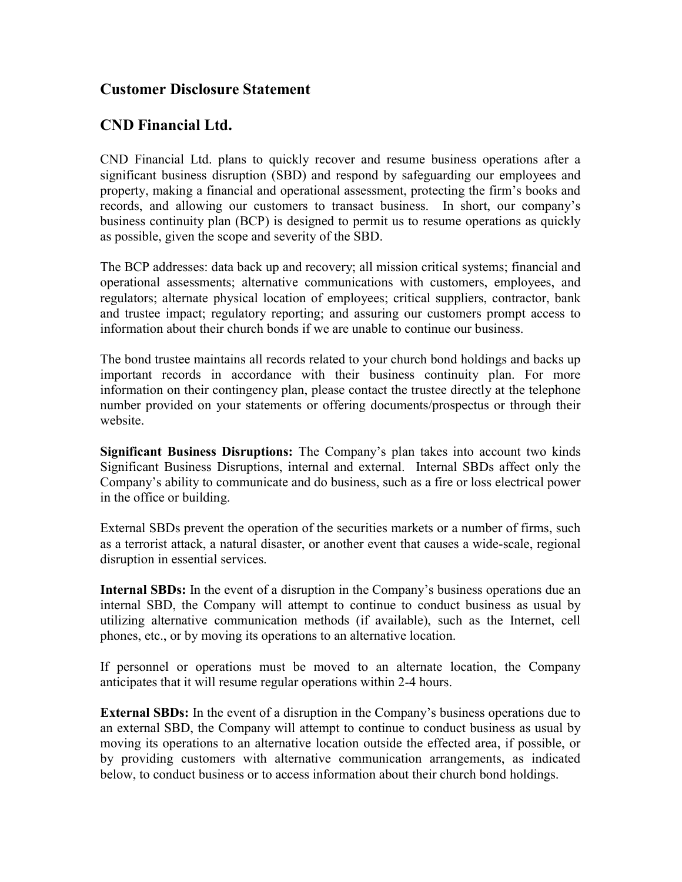## Customer Disclosure Statement

## CND Financial Ltd.

CND Financial Ltd. plans to quickly recover and resume business operations after a significant business disruption (SBD) and respond by safeguarding our employees and property, making a financial and operational assessment, protecting the firm's books and records, and allowing our customers to transact business. In short, our company's business continuity plan (BCP) is designed to permit us to resume operations as quickly as possible, given the scope and severity of the SBD.

The BCP addresses: data back up and recovery; all mission critical systems; financial and operational assessments; alternative communications with customers, employees, and regulators; alternate physical location of employees; critical suppliers, contractor, bank and trustee impact; regulatory reporting; and assuring our customers prompt access to information about their church bonds if we are unable to continue our business.

The bond trustee maintains all records related to your church bond holdings and backs up important records in accordance with their business continuity plan. For more information on their contingency plan, please contact the trustee directly at the telephone number provided on your statements or offering documents/prospectus or through their website.

**Significant Business Disruptions:** The Company's plan takes into account two kinds Significant Business Disruptions, internal and external. Internal SBDs affect only the Company's ability to communicate and do business, such as a fire or loss electrical power in the office or building.

External SBDs prevent the operation of the securities markets or a number of firms, such as a terrorist attack, a natural disaster, or another event that causes a wide-scale, regional disruption in essential services.

**Internal SBDs:** In the event of a disruption in the Company's business operations due an internal SBD, the Company will attempt to continue to conduct business as usual by utilizing alternative communication methods (if available), such as the Internet, cell phones, etc., or by moving its operations to an alternative location.

If personnel or operations must be moved to an alternate location, the Company anticipates that it will resume regular operations within 2-4 hours.

**External SBDs:** In the event of a disruption in the Company's business operations due to an external SBD, the Company will attempt to continue to conduct business as usual by moving its operations to an alternative location outside the effected area, if possible, or by providing customers with alternative communication arrangements, as indicated below, to conduct business or to access information about their church bond holdings.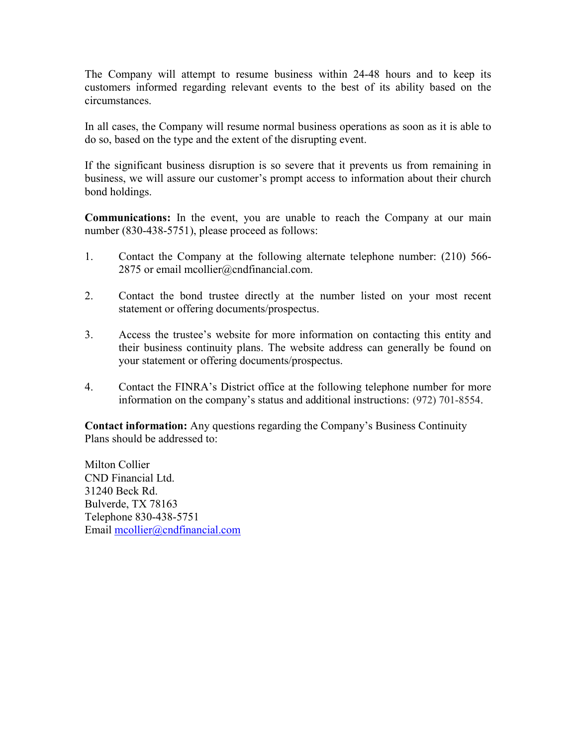The Company will attempt to resume business within 24-48 hours and to keep its customers informed regarding relevant events to the best of its ability based on the circumstances.

In all cases, the Company will resume normal business operations as soon as it is able to do so, based on the type and the extent of the disrupting event.

If the significant business disruption is so severe that it prevents us from remaining in business, we will assure our customer's prompt access to information about their church bond holdings.

**Communications:** In the event, you are unable to reach the Company at our main number (830-438-5751), please proceed as follows:

1. Contact the Company at the following alternate telephone number: (210) 566-2875 or email mcollier@cndfinancial.com.

2. Contact the bond trustee directly at the number listed on your most recent statement or offering documents/prospectus.

3. Access the trustee's website for more information on contacting this entity and their business continuity plans. The website address can generally be found on your statement or offering documents/prospectus.

4. Contact the FINRA's District office at the following telephone number for more information on the company's status and additional instructions: (972) 701-8554.

**Contact information:** Any questions regarding the Company's Business Continuity Plans should be addressed to:

Milton Collier  
CND Financial Ltd.  
31240 Beck Rd.  
Bulverde, TX 78163  
Telephone 830-438-5751  
Email mcollier@cndfinancial.com